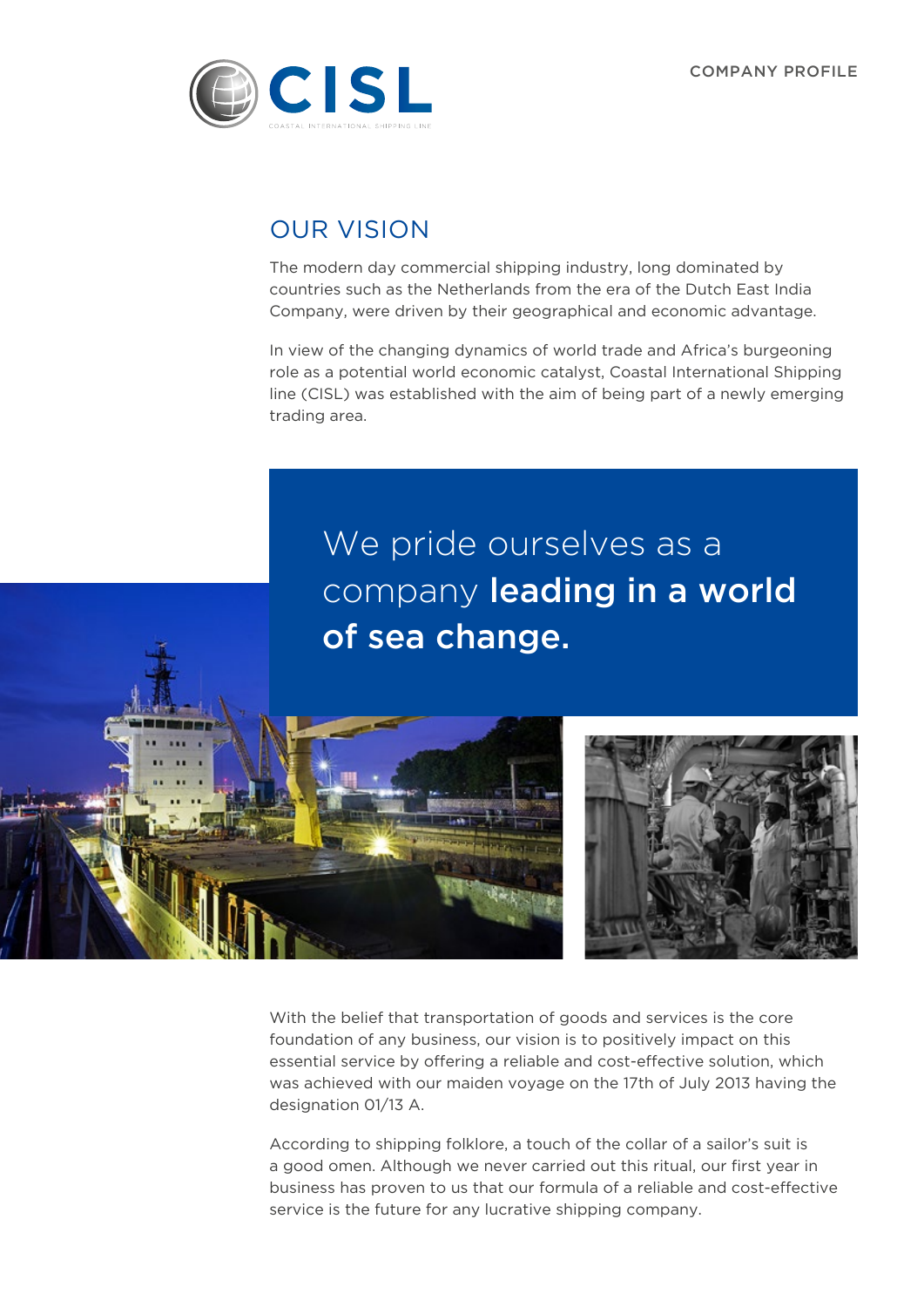# CISL

COASTAL INTERNATIONAL SHIPPING LINE

COMPANY PROFILE

## OUR VISION

The modern day commercial shipping industry, long dominated by countries such as the Netherlands from the era of the Dutch East India Company, were driven by their geographical and economic advantage.

In view of the changing dynamics of world trade and Africa's burgeoning role as a potential world economic catalyst, Coastal International Shipping line (CISL) was established with the aim of being part of a newly emerging trading area.

> We pride ourselves as a company **leading in a world of sea change.**

With the belief that transportation of goods and services is the core foundation of any business, our vision is to positively impact on this essential service by offering a reliable and cost-effective solution, which was achieved with our maiden voyage on the 17th of July 2013 having the designation 01/13 A.

According to shipping folklore, a touch of the collar of a sailor's suit is a good omen. Although we never carried out this ritual, our first year in business has proven to us that our formula of a reliable and cost-effective service is the future for any lucrative shipping company.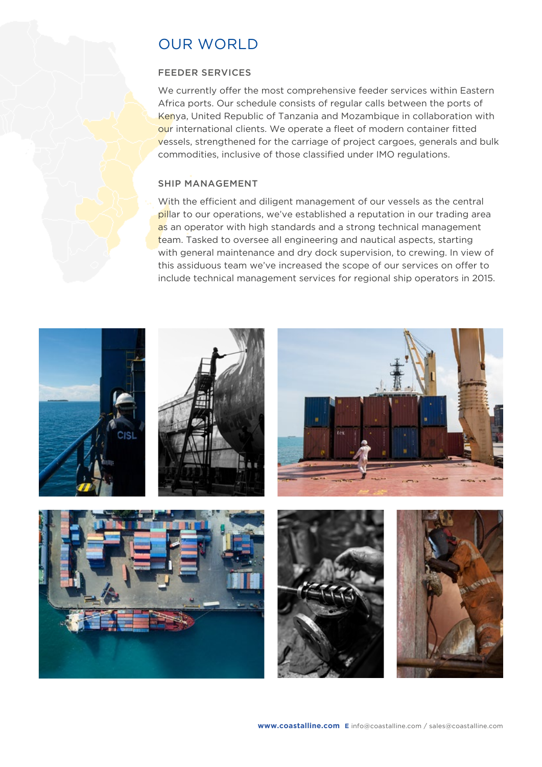# OUR WORLD

## FEEDER SERVICES

We currently offer the most comprehensive feeder services within Eastern Africa ports. Our schedule consists of regular calls between the ports of Kenya, United Republic of Tanzania and Mozambique in collaboration with our international clients. We operate a fleet of modern container fitted vessels, strengthened for the carriage of project cargoes, generals and bulk commodities, inclusive of those classified under IMO regulations.

## SHIP MANAGEMENT

With the efficient and diligent management of our vessels as the central pillar to our operations, we've established a reputation in our trading area as an operator with high standards and a strong technical management team. Tasked to oversee all engineering and nautical aspects, starting with general maintenance and dry dock supervision, to crewing. In view of this assiduous team we've increased the scope of our services on offer to include technical management services for regional ship operators in 2015.

**www.coastalline.com** **E** info@coastalline.com / sales@coastalline.com